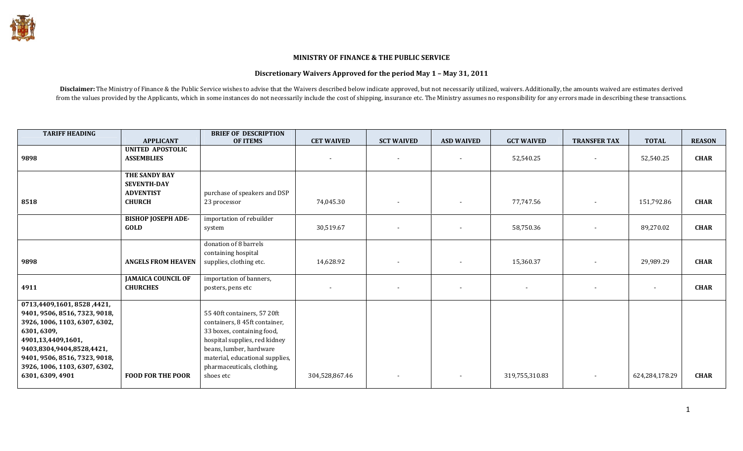**MINISTRY OF FINANCE & THE PUBLIC SERVICE**

**Discretionary Waivers Approved for the period May 1 – May 31, 2011**

**Disclaimer:** The Ministry of Finance & the Public Service wishes to advise that the Waivers described below indicate approved, but not necessarily utilized, waivers. Additionally, the amounts waived are estimates derived from the values provided by the Applicants, which in some instances do not necessarily include the cost of shipping, insurance etc. The Ministry assumes no responsibility for any errors made in describing these transactions.

| TARIFF HEADING | APPLICANT | BRIEF OF DESCRIPTION OF ITEMS | CET WAIVED | SCT WAIVED | ASD WAIVED | GCT WAIVED | TRANSFER TAX | TOTAL | REASON |
|---|---|---|---|---|---|---|---|---|---|
| 9898 | **UNITED APOSTOLIC ASSEMBLIES** | | - | - | - | 52,540.25 | - | 52,540.25 | **CHAR** |
| 8518 | **THE SANDY BAY SEVENTH-DAY ADVENTIST CHURCH** | purchase of speakers and DSP 23 processor | 74,045.30 | - | - | 77,747.56 | - | 151,792.86 | **CHAR** |
| | **BISHOP JOSEPH ADE-GOLD** | importation of rebuilder system | 30,519.67 | - | - | 58,750.36 | - | 89,270.02 | **CHAR** |
| 9898 | **ANGELS FROM HEAVEN** | donation of 8 barrels containing hospital supplies, clothing etc. | 14,628.92 | - | - | 15,360.37 | - | 29,989.29 | **CHAR** |
| 4911 | **JAMAICA COUNCIL OF CHURCHES** | importation of banners, posters, pens etc | - | - | - | - | - | - | **CHAR** |
| 0713,4409,1601, 8528 ,4421, 9401, 9506, 8516, 7323, 9018, 3926, 1006, 1103, 6307, 6302, 6301, 6309, 4901,13,4409,1601, 9403,8304,9404,8528,4421, 9401, 9506, 8516, 7323, 9018, 3926, 1006, 1103, 6307, 6302, 6301, 6309, 4901 | **FOOD FOR THE POOR** | 55 40ft containers, 57 20ft containers, 8 45ft container, 33 boxes, containing food, hospital supplies, red kidney beans, lumber, hardware material, educational supplies, pharmaceuticals, clothing, shoes etc | 304,528,867.46 | - | - | 319,755,310.83 | - | 624,284,178.29 | **CHAR** |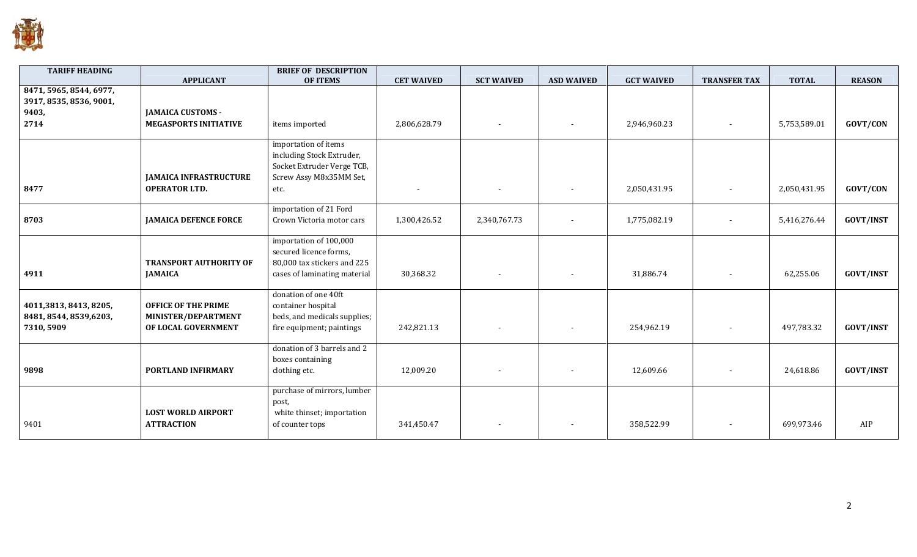| TARIFF HEADING | APPLICANT | BRIEF OF DESCRIPTION OF ITEMS | CET WAIVED | SCT WAIVED | ASD WAIVED | GCT WAIVED | TRANSFER TAX | TOTAL | REASON |
|---|---|---|---|---|---|---|---|---|---|
| 8471, 5965, 8544, 6977, 3917, 8535, 8536, 9001, 9403, 2714 | **JAMAICA CUSTOMS - MEGASPORTS INITIATIVE** | items imported | 2,806,628.79 | - | - | 2,946,960.23 | - | 5,753,589.01 | **GOVT/CON** |
| 8477 | **JAMAICA INFRASTRUCTURE OPERATOR LTD.** | importation of items including Stock Extruder, Socket Extruder Verge TCB, Screw Assy M8x35MM Set, etc. | - | - | - | 2,050,431.95 | - | 2,050,431.95 | **GOVT/CON** |
| 8703 | **JAMAICA DEFENCE FORCE** | importation of 21 Ford Crown Victoria motor cars | 1,300,426.52 | 2,340,767.73 | - | 1,775,082.19 | - | 5,416,276.44 | **GOVT/INST** |
| 4911 | **TRANSPORT AUTHORITY OF JAMAICA** | importation of 100,000 secured licence forms, 80,000 tax stickers and 225 cases of laminating material | 30,368.32 | - | - | 31,886.74 | - | 62,255.06 | **GOVT/INST** |
| 4011,3813, 8413, 8205, 8481, 8544, 8539,6203, 7310, 5909 | **OFFICE OF THE PRIME MINISTER/DEPARTMENT OF LOCAL GOVERNMENT** | donation of one 40ft container hospital beds, and medicals supplies; fire equipment; paintings | 242,821.13 | - | - | 254,962.19 | - | 497,783.32 | **GOVT/INST** |
| 9898 | **PORTLAND INFIRMARY** | donation of 3 barrels and 2 boxes containing clothing etc. | 12,009.20 | - | - | 12,609.66 | - | 24,618.86 | **GOVT/INST** |
| 9401 | **LOST WORLD AIRPORT ATTRACTION** | purchase of mirrors, lumber post, white thinset; importation of counter tops | 341,450.47 | - | - | 358,522.99 | - | 699,973.46 | AIP |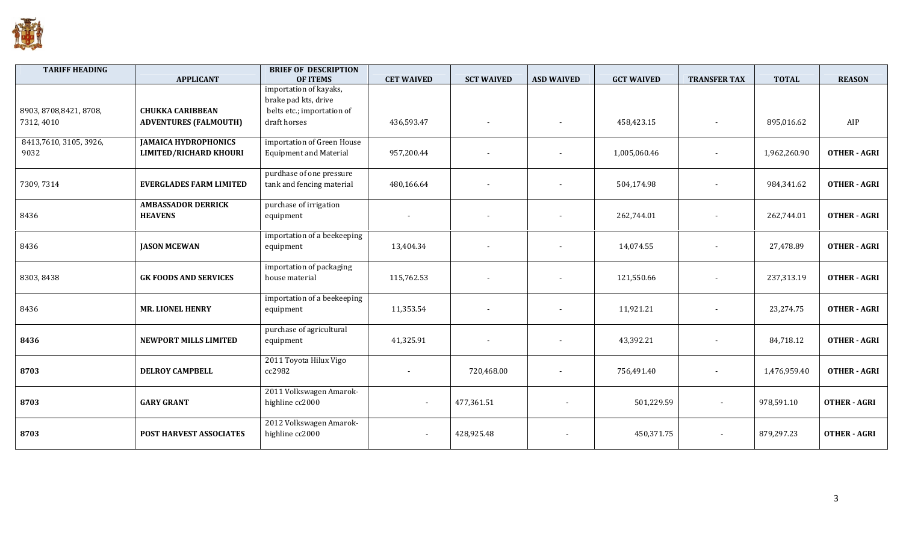| TARIFF HEADING | APPLICANT | BRIEF OF DESCRIPTION OF ITEMS | CET WAIVED | SCT WAIVED | ASD WAIVED | GCT WAIVED | TRANSFER TAX | TOTAL | REASON |
|---|---|---|---|---|---|---|---|---|---|
| 8903, 8708,8421, 8708, 7312, 4010 | **CHUKKA CARIBBEAN ADVENTURES (FALMOUTH)** | importation of kayaks, brake pad kts, drive belts etc.; importation of draft horses | 436,593.47 | - | - | 458,423.15 | - | 895,016.62 | AIP |
| 8413,7610, 3105, 3926, 9032 | **JAMAICA HYDROPHONICS LIMITED/RICHARD KHOURI** | importation of Green House Equipment and Material | 957,200.44 | - | - | 1,005,060.46 | - | 1,962,260.90 | **OTHER - AGRI** |
| 7309, 7314 | **EVERGLADES FARM LIMITED** | purdhase of one pressure tank and fencing material | 480,166.64 | - | - | 504,174.98 | - | 984,341.62 | **OTHER - AGRI** |
| 8436 | **AMBASSADOR DERRICK HEAVENS** | purchase of irrigation equipment | - | - | - | 262,744.01 | - | 262,744.01 | **OTHER - AGRI** |
| 8436 | **JASON MCEWAN** | importation of a beekeeping equipment | 13,404.34 | - | - | 14,074.55 | - | 27,478.89 | **OTHER - AGRI** |
| 8303, 8438 | **GK FOODS AND SERVICES** | importation of packaging house material | 115,762.53 | - | - | 121,550.66 | - | 237,313.19 | **OTHER - AGRI** |
| 8436 | **MR. LIONEL HENRY** | importation of a beekeeping equipment | 11,353.54 | - | - | 11,921.21 | - | 23,274.75 | **OTHER - AGRI** |
| **8436** | **NEWPORT MILLS LIMITED** | purchase of agricultural equipment | 41,325.91 | - | - | 43,392.21 | - | 84,718.12 | **OTHER - AGRI** |
| **8703** | **DELROY CAMPBELL** | 2011 Toyota Hilux Vigo cc2982 | - | 720,468.00 | - | 756,491.40 | - | 1,476,959.40 | **OTHER - AGRI** |
| **8703** | **GARY GRANT** | 2011 Volkswagen Amarok-highline cc2000 | - | 477,361.51 | - | 501,229.59 | - | 978,591.10 | **OTHER - AGRI** |
| **8703** | **POST HARVEST ASSOCIATES** | 2012 Volkswagen Amarok-highline cc2000 | - | 428,925.48 | - | 450,371.75 | - | 879,297.23 | **OTHER - AGRI** |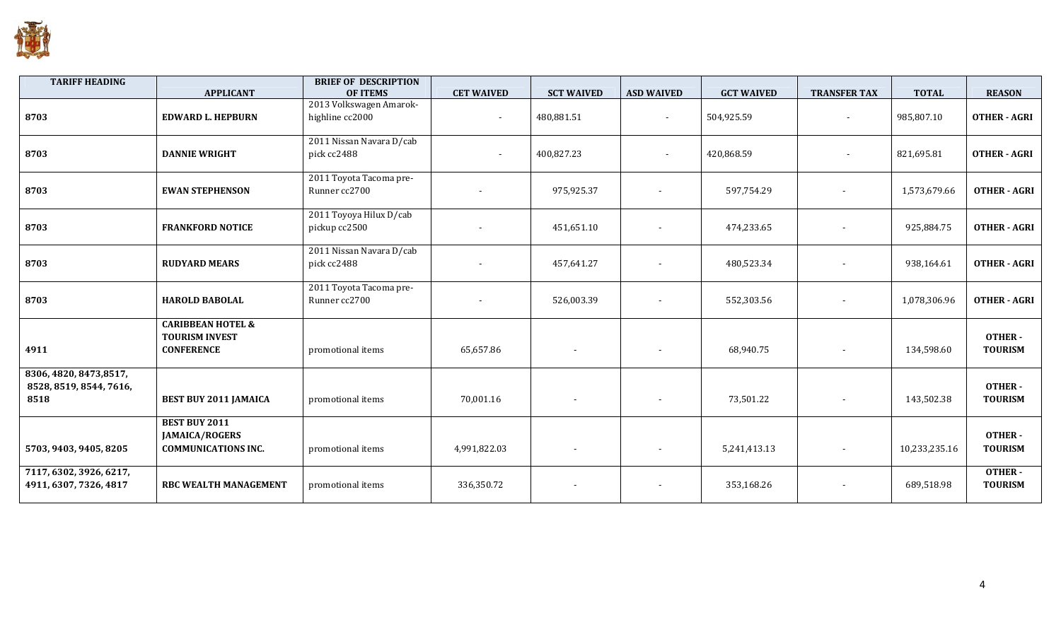| TARIFF HEADING | APPLICANT | BRIEF OF DESCRIPTION OF ITEMS | CET WAIVED | SCT WAIVED | ASD WAIVED | GCT WAIVED | TRANSFER TAX | TOTAL | REASON |
|---|---|---|---|---|---|---|---|---|---|
| 8703 | **EDWARD L. HEPBURN** | 2013 Volkswagen Amarok-highline cc2000 | - | 480,881.51 | - | 504,925.59 | - | 985,807.10 | **OTHER - AGRI** |
| 8703 | **DANNIE WRIGHT** | 2011 Nissan Navara D/cab pick cc2488 | - | 400,827.23 | - | 420,868.59 | - | 821,695.81 | **OTHER - AGRI** |
| 8703 | **EWAN STEPHENSON** | 2011 Toyota Tacoma pre-Runner cc2700 | - | 975,925.37 | - | 597,754.29 | - | 1,573,679.66 | **OTHER - AGRI** |
| 8703 | **FRANKFORD NOTICE** | 2011 Toyoya Hilux D/cab pickup cc2500 | - | 451,651.10 | - | 474,233.65 | - | 925,884.75 | **OTHER - AGRI** |
| 8703 | **RUDYARD MEARS** | 2011 Nissan Navara D/cab pick cc2488 | - | 457,641.27 | - | 480,523.34 | - | 938,164.61 | **OTHER - AGRI** |
| 8703 | **HAROLD BABOLAL** | 2011 Toyota Tacoma pre-Runner cc2700 | - | 526,003.39 | - | 552,303.56 | - | 1,078,306.96 | **OTHER - AGRI** |
| 4911 | **CARIBBEAN HOTEL & TOURISM INVEST CONFERENCE** | promotional items | 65,657.86 | - | - | 68,940.75 | - | 134,598.60 | **OTHER - TOURISM** |
| 8306, 4820, 8473,8517, 8528, 8519, 8544, 7616, 8518 | **BEST BUY 2011 JAMAICA** | promotional items | 70,001.16 | - | - | 73,501.22 | - | 143,502.38 | **OTHER - TOURISM** |
| 5703, 9403, 9405, 8205 | **BEST BUY 2011 JAMAICA/ROGERS COMMUNICATIONS INC.** | promotional items | 4,991,822.03 | - | - | 5,241,413.13 | - | 10,233,235.16 | **OTHER - TOURISM** |
| 7117, 6302, 3926, 6217, 4911, 6307, 7326, 4817 | **RBC WEALTH MANAGEMENT** | promotional items | 336,350.72 | - | - | 353,168.26 | - | 689,518.98 | **OTHER - TOURISM** |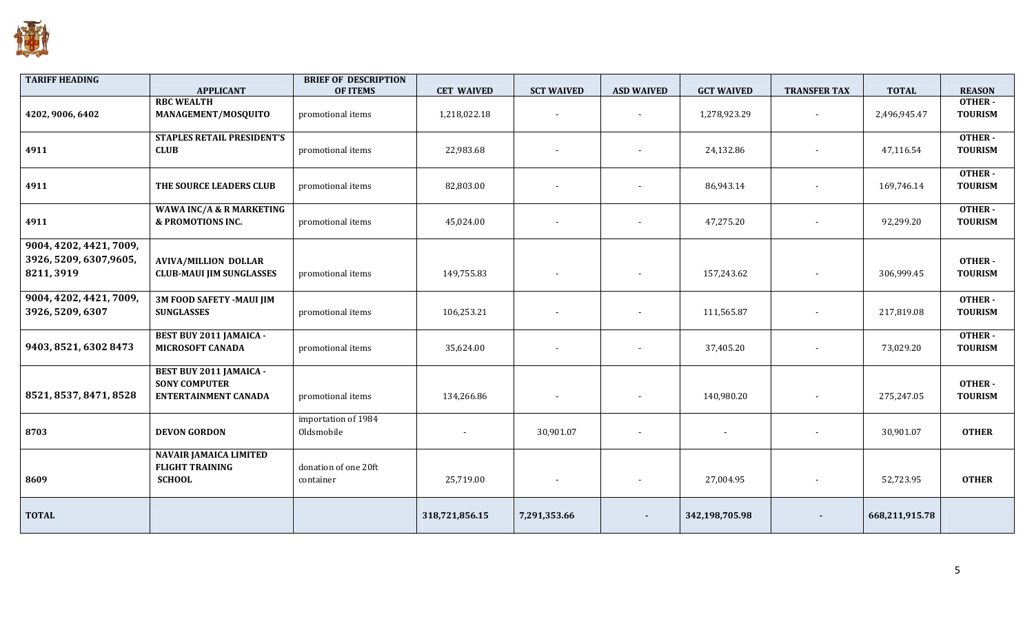| TARIFF HEADING | APPLICANT | BRIEF OF DESCRIPTION OF ITEMS | CET WAIVED | SCT WAIVED | ASD WAIVED | GCT WAIVED | TRANSFER TAX | TOTAL | REASON |
|---|---|---|---|---|---|---|---|---|---|
| 4202, 9006, 6402 | RBC WEALTH MANAGEMENT/MOSQUITO | promotional items | 1,218,022.18 | - | - | 1,278,923.29 | - | 2,496,945.47 | OTHER - TOURISM |
| 4911 | STAPLES RETAIL PRESIDENT'S CLUB | promotional items | 22,983.68 | - | - | 24,132.86 | - | 47,116.54 | OTHER - TOURISM |
| 4911 | THE SOURCE LEADERS CLUB | promotional items | 82,803.00 | - | - | 86,943.14 | - | 169,746.14 | OTHER - TOURISM |
| 4911 | WAWA INC/A & R MARKETING & PROMOTIONS INC. | promotional items | 45,024.00 | - | - | 47,275.20 | - | 92,299.20 | OTHER - TOURISM |
| 9004, 4202, 4421, 7009, 3926, 5209, 6307,9605, 8211, 3919 | AVIVA/MILLION DOLLAR CLUB-MAUI JIM SUNGLASSES | promotional items | 149,755.83 | - | - | 157,243.62 | - | 306,999.45 | OTHER - TOURISM |
| 9004, 4202, 4421, 7009, 3926, 5209, 6307 | 3M FOOD SAFETY -MAUI JIM SUNGLASSES | promotional items | 106,253.21 | - | - | 111,565.87 | - | 217,819.08 | OTHER - TOURISM |
| 9403, 8521, 6302 8473 | BEST BUY 2011 JAMAICA - MICROSOFT CANADA | promotional items | 35,624.00 | - | - | 37,405.20 | - | 73,029.20 | OTHER - TOURISM |
| 8521, 8537, 8471, 8528 | BEST BUY 2011 JAMAICA - SONY COMPUTER ENTERTAINMENT CANADA | promotional items | 134,266.86 | - | - | 140,980.20 | - | 275,247.05 | OTHER - TOURISM |
| 8703 | DEVON GORDON | importation of 1984 Oldsmobile | - | 30,901.07 | - | - | - | 30,901.07 | OTHER |
| 8609 | NAVAIR JAMAICA LIMITED FLIGHT TRAINING SCHOOL | donation of one 20ft container | 25,719.00 | - | - | 27,004.95 | - | 52,723.95 | OTHER |
| TOTAL | | | 318,721,856.15 | 7,291,353.66 | - | 342,198,705.98 | - | 668,211,915.78 | |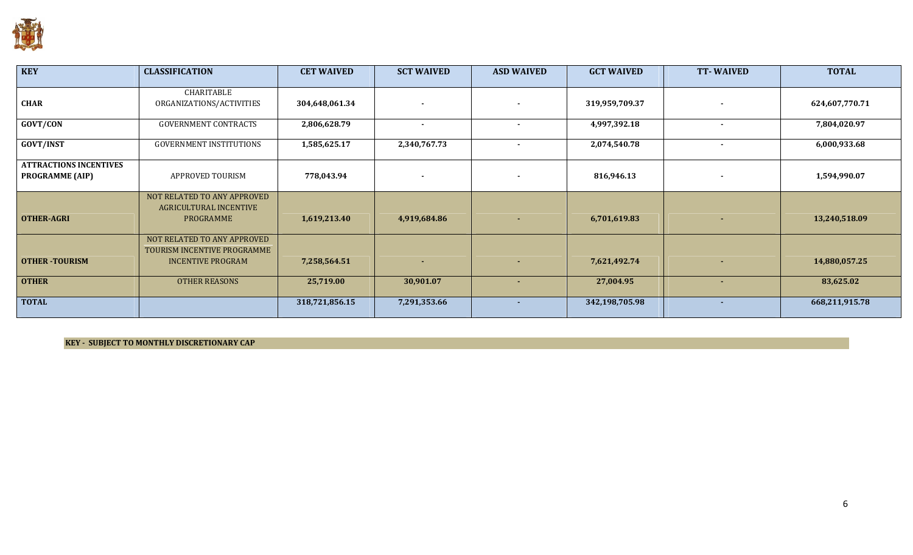| KEY | CLASSIFICATION | CET WAIVED | SCT WAIVED | ASD WAIVED | GCT WAIVED | TT- WAIVED | TOTAL |
| --- | --- | --- | --- | --- | --- | --- | --- |
| **CHAR** | CHARITABLE ORGANIZATIONS/ACTIVITIES | **304,648,061.34** | - | - | **319,959,709.37** | - | **624,607,770.71** |
| **GOVT/CON** | GOVERNMENT CONTRACTS | **2,806,628.79** | - | - | **4,997,392.18** | - | **7,804,020.97** |
| **GOVT/INST** | GOVERNMENT INSTITUTIONS | **1,585,625.17** | **2,340,767.73** | - | **2,074,540.78** | - | **6,000,933.68** |
| **ATTRACTIONS INCENTIVES PROGRAMME (AIP)** | APPROVED TOURISM | **778,043.94** | - | - | **816,946.13** | - | **1,594,990.07** |
| **OTHER-AGRI** | NOT RELATED TO ANY APPROVED AGRICULTURAL INCENTIVE PROGRAMME | **1,619,213.40** | **4,919,684.86** | - | **6,701,619.83** | - | **13,240,518.09** |
| **OTHER -TOURISM** | NOT RELATED TO ANY APPROVED TOURISM INCENTIVE PROGRAMME INCENTIVE PROGRAM | **7,258,564.51** | - | - | **7,621,492.74** | - | **14,880,057.25** |
| **OTHER** | OTHER REASONS | **25,719.00** | **30,901.07** | - | **27,004.95** | - | **83,625.02** |
| **TOTAL** | | **318,721,856.15** | **7,291,353.66** | - | **342,198,705.98** | - | **668,211,915.78** |

**KEY - SUBJECT TO MONTHLY DISCRETIONARY CAP**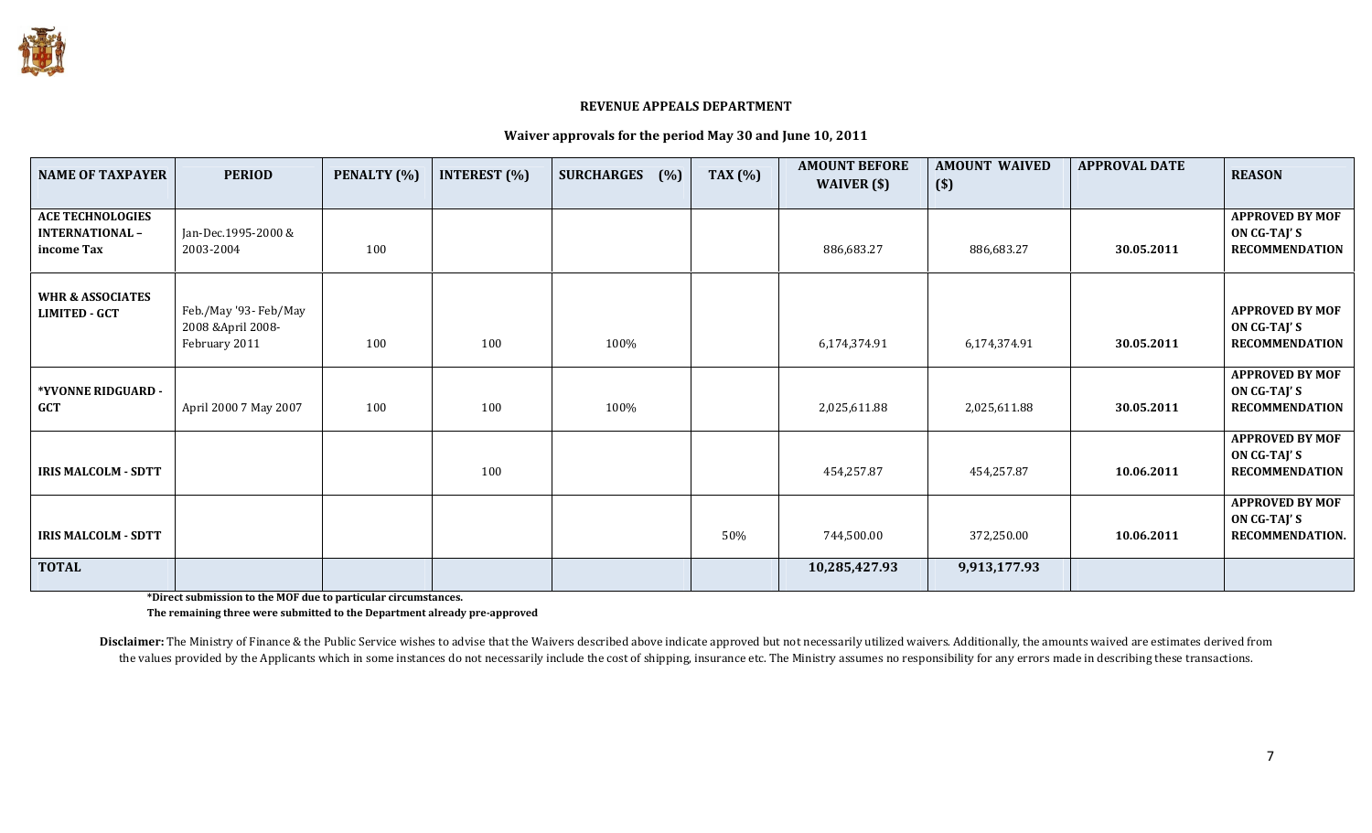**REVENUE APPEALS DEPARTMENT**

**Waiver approvals for the period May 30 and June 10, 2011**

| NAME OF TAXPAYER | PERIOD | PENALTY (%) | INTEREST (%) | SURCHARGES (%) | TAX (%) | AMOUNT BEFORE WAIVER ($) | AMOUNT WAIVED ($) | APPROVAL DATE | REASON |
|---|---|---|---|---|---|---|---|---|---|
| **ACE TECHNOLOGIES INTERNATIONAL – income Tax** | Jan-Dec.1995-2000 & 2003-2004 | 100 | | | | 886,683.27 | 886,683.27 | **30.05.2011** | **APPROVED BY MOF ON CG-TAJ' S RECOMMENDATION** |
| **WHR & ASSOCIATES LIMITED - GCT** | Feb./May '93- Feb/May 2008 &April 2008- February 2011 | 100 | 100 | 100% | | 6,174,374.91 | 6,174,374.91 | **30.05.2011** | **APPROVED BY MOF ON CG-TAJ' S RECOMMENDATION** |
| **\*YVONNE RIDGUARD - GCT** | April 2000 7 May 2007 | 100 | 100 | 100% | | 2,025,611.88 | 2,025,611.88 | **30.05.2011** | **APPROVED BY MOF ON CG-TAJ' S RECOMMENDATION** |
| **IRIS MALCOLM - SDTT** | | | 100 | | | 454,257.87 | 454,257.87 | **10.06.2011** | **APPROVED BY MOF ON CG-TAJ' S RECOMMENDATION** |
| **IRIS MALCOLM - SDTT** | | | | | 50% | 744,500.00 | 372,250.00 | **10.06.2011** | **APPROVED BY MOF ON CG-TAJ' S RECOMMENDATION.** |
| **TOTAL** | | | | | | **10,285,427.93** | **9,913,177.93** | | |

**\*Direct submission to the MOF due to particular circumstances.**

**The remaining three were submitted to the Department already pre-approved**

**Disclaimer:** The Ministry of Finance & the Public Service wishes to advise that the Waivers described above indicate approved but not necessarily utilized waivers. Additionally, the amounts waived are estimates derived from the values provided by the Applicants which in some instances do not necessarily include the cost of shipping, insurance etc. The Ministry assumes no responsibility for any errors made in describing these transactions.